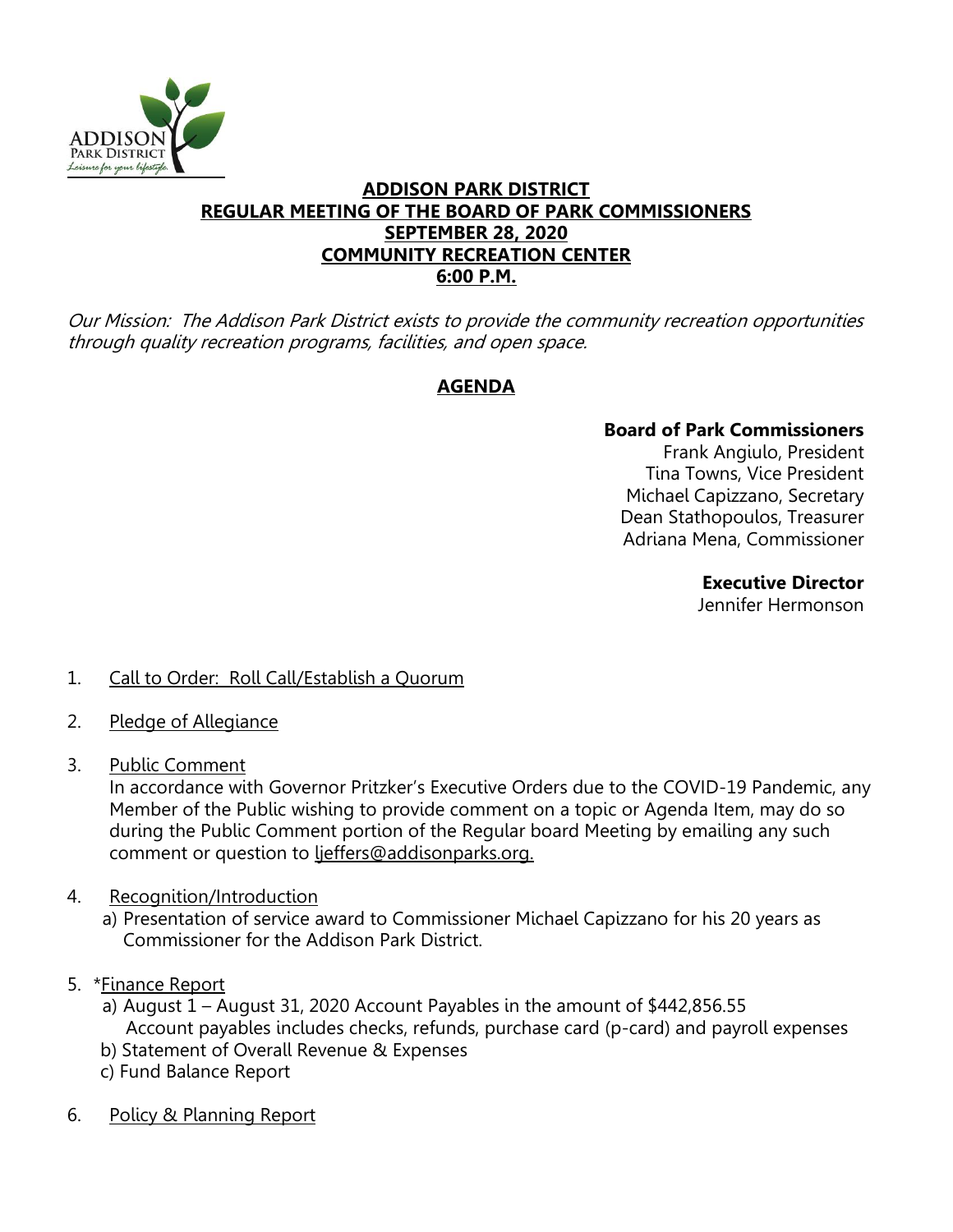ADDISON PARK DISTRICT
Leisure for your lifestyle.

# ADDISON PARK DISTRICT
## REGULAR MEETING OF THE BOARD OF PARK COMMISSIONERS
## SEPTEMBER 28, 2020
## COMMUNITY RECREATION CENTER
## 6:00 P.M.

*Our Mission: The Addison Park District exists to provide the community recreation opportunities through quality recreation programs, facilities, and open space.*

## AGENDA

**Board of Park Commissioners**
Frank Angiulo, President
Tina Towns, Vice President
Michael Capizzano, Secretary
Dean Stathopoulos, Treasurer
Adriana Mena, Commissioner

**Executive Director**
Jennifer Hermonson

1. Call to Order: Roll Call/Establish a Quorum

2. Pledge of Allegiance

3. Public Comment
   In accordance with Governor Pritzker's Executive Orders due to the COVID-19 Pandemic, any Member of the Public wishing to provide comment on a topic or Agenda Item, may do so during the Public Comment portion of the Regular board Meeting by emailing any such comment or question to ljeffers@addisonparks.org.

4. Recognition/Introduction
   a) Presentation of service award to Commissioner Michael Capizzano for his 20 years as Commissioner for the Addison Park District.

5. *Finance Report
   a) August 1 – August 31, 2020 Account Payables in the amount of $442,856.55
      Account payables includes checks, refunds, purchase card (p-card) and payroll expenses
   b) Statement of Overall Revenue & Expenses
   c) Fund Balance Report

6. Policy & Planning Report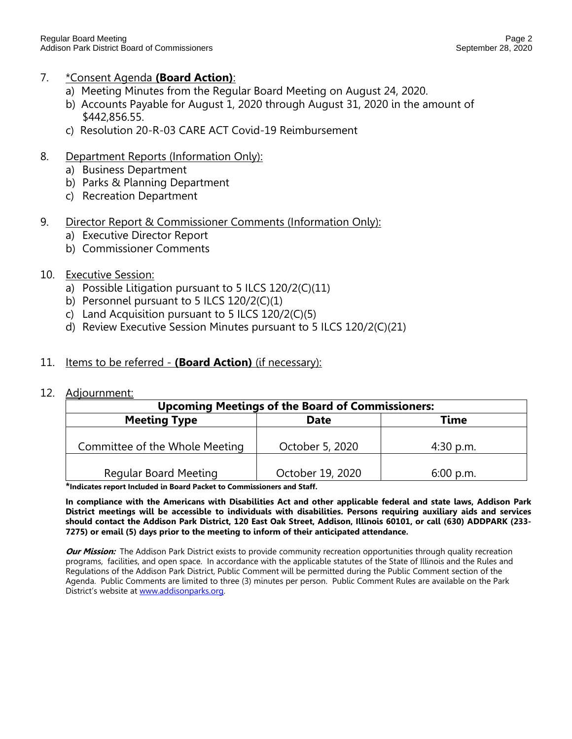7. *Consent Agenda **(Board Action)**:
   a) Meeting Minutes from the Regular Board Meeting on August 24, 2020.
   b) Accounts Payable for August 1, 2020 through August 31, 2020 in the amount of $442,856.55.
   c) Resolution 20-R-03 CARE ACT Covid-19 Reimbursement

8. Department Reports (Information Only):
   a) Business Department
   b) Parks & Planning Department
   c) Recreation Department

9. Director Report & Commissioner Comments (Information Only):
   a) Executive Director Report
   b) Commissioner Comments

10. Executive Session:
    a) Possible Litigation pursuant to 5 ILCS 120/2(C)(11)
    b) Personnel pursuant to 5 ILCS 120/2(C)(1)
    c) Land Acquisition pursuant to 5 ILCS 120/2(C)(5)
    d) Review Executive Session Minutes pursuant to 5 ILCS 120/2(C)(21)

11. Items to be referred - **(Board Action)** (if necessary):

12. Adjournment:

| **Upcoming Meetings of the Board of Commissioners:** | | |
|---|---|---|
| **Meeting Type** | **Date** | **Time** |
| Committee of the Whole Meeting | October 5, 2020 | 4:30 p.m. |
| Regular Board Meeting | October 19, 2020 | 6:00 p.m. |

***Indicates report Included in Board Packet to Commissioners and Staff.**

**In compliance with the Americans with Disabilities Act and other applicable federal and state laws, Addison Park District meetings will be accessible to individuals with disabilities. Persons requiring auxiliary aids and services should contact the Addison Park District, 120 East Oak Street, Addison, Illinois 60101, or call (630) ADDPARK (233-7275) or email (5) days prior to the meeting to inform of their anticipated attendance.**

***Our Mission:*** The Addison Park District exists to provide community recreation opportunities through quality recreation programs, facilities, and open space. In accordance with the applicable statutes of the State of Illinois and the Rules and Regulations of the Addison Park District, Public Comment will be permitted during the Public Comment section of the Agenda. Public Comments are limited to three (3) minutes per person. Public Comment Rules are available on the Park District's website at www.addisonparks.org.